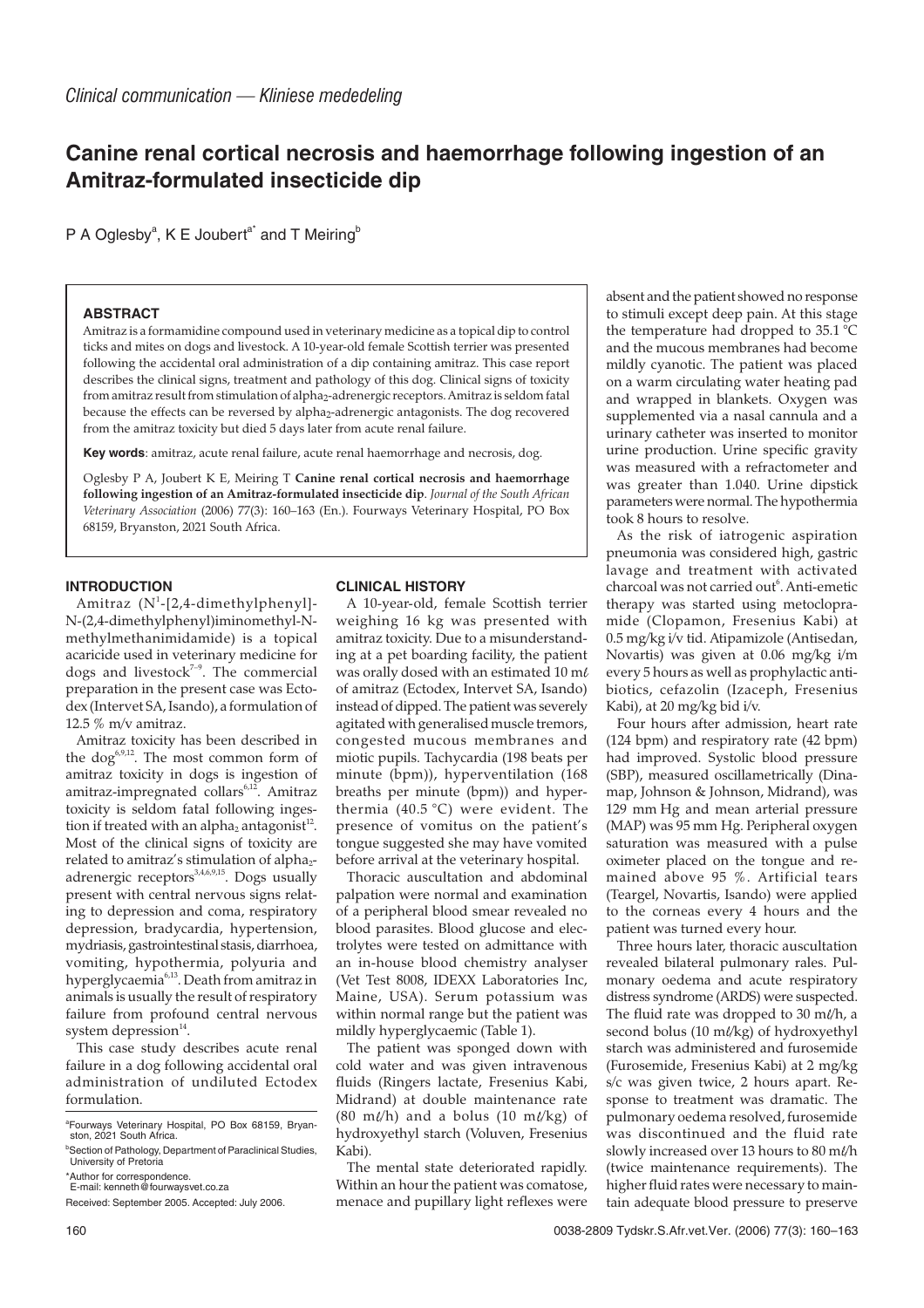*Clinical communication — Kliniese mededeling*

# Canine renal cortical necrosis and haemorrhage following ingestion of an Amitraz-formulated insecticide dip

P A Oglesby[a], K E Joubert[a*] and T Meiring[b]

## ABSTRACT

Amitraz is a formamidine compound used in veterinary medicine as a topical dip to control ticks and mites on dogs and livestock. A 10-year-old female Scottish terrier was presented following the accidental oral administration of a dip containing amitraz. This case report describes the clinical signs, treatment and pathology of this dog. Clinical signs of toxicity from amitraz result from stimulation of alpha$_2$-adrenergic receptors. Amitraz is seldom fatal because the effects can be reversed by alpha$_2$-adrenergic antagonists. The dog recovered from the amitraz toxicity but died 5 days later from acute renal failure.

**Key words**: amitraz, acute renal failure, acute renal haemorrhage and necrosis, dog.

Oglesby P A, Joubert K E, Meiring T **Canine renal cortical necrosis and haemorrhage following ingestion of an Amitraz-formulated insecticide dip**. *Journal of the South African Veterinary Association* (2006) 77(3): 160–163 (En.). Fourways Veterinary Hospital, PO Box 68159, Bryanston, 2021 South Africa.

## INTRODUCTION

Amitraz (N[1]-[2,4-dimethylphenyl]-N-(2,4-dimethylphenyl)iminomethyl-N-methylmethanimidamide) is a topical acaricide used in veterinary medicine for dogs and livestock[7–9]. The commercial preparation in the present case was Ectodex (Intervet SA, Isando), a formulation of 12.5 % m/v amitraz.

Amitraz toxicity has been described in the dog[6,9,12]. The most common form of amitraz toxicity in dogs is ingestion of amitraz-impregnated collars[6,12]. Amitraz toxicity is seldom fatal following ingestion if treated with an alpha$_2$ antagonist[12]. Most of the clinical signs of toxicity are related to amitraz's stimulation of alpha$_2$-adrenergic receptors[3,4,6,9,15]. Dogs usually present with central nervous signs relating to depression and coma, respiratory depression, bradycardia, hypertension, mydriasis, gastrointestinal stasis, diarrhoea, vomiting, hypothermia, polyuria and hyperglycaemia[6,13]. Death from amitraz in animals is usually the result of respiratory failure from profound central nervous system depression[14].

This case study describes acute renal failure in a dog following accidental oral administration of undiluted Ectodex formulation.

[a]Fourways Veterinary Hospital, PO Box 68159, Bryanston, 2021 South Africa.

[b]Section of Pathology, Department of Paraclinical Studies, University of Pretoria

*Author for correspondence.
E-mail: kenneth@fourwaysvet.co.za

Received: September 2005. Accepted: July 2006.

## CLINICAL HISTORY

A 10-year-old, female Scottish terrier weighing 16 kg was presented with amitraz toxicity. Due to a misunderstanding at a pet boarding facility, the patient was orally dosed with an estimated 10 mℓ of amitraz (Ectodex, Intervet SA, Isando) instead of dipped. The patient was severely agitated with generalised muscle tremors, congested mucous membranes and miotic pupils. Tachycardia (198 beats per minute (bpm)), hyperventilation (168 breaths per minute (bpm)) and hyperthermia (40.5 °C) were evident. The presence of vomitus on the patient's tongue suggested she may have vomited before arrival at the veterinary hospital.

Thoracic auscultation and abdominal palpation were normal and examination of a peripheral blood smear revealed no blood parasites. Blood glucose and electrolytes were tested on admittance with an in-house blood chemistry analyser (Vet Test 8008, IDEXX Laboratories Inc, Maine, USA). Serum potassium was within normal range but the patient was mildly hyperglycaemic (Table 1).

The patient was sponged down with cold water and was given intravenous fluids (Ringers lactate, Fresenius Kabi, Midrand) at double maintenance rate (80 mℓ/h) and a bolus (10 mℓ/kg) of hydroxyethyl starch (Voluven, Fresenius Kabi).

The mental state deteriorated rapidly. Within an hour the patient was comatose, menace and pupillary light reflexes were absent and the patient showed no response to stimuli except deep pain. At this stage the temperature had dropped to 35.1 °C and the mucous membranes had become mildly cyanotic. The patient was placed on a warm circulating water heating pad and wrapped in blankets. Oxygen was supplemented via a nasal cannula and a urinary catheter was inserted to monitor urine production. Urine specific gravity was measured with a refractometer and was greater than 1.040. Urine dipstick parameters were normal. The hypothermia took 8 hours to resolve.

As the risk of iatrogenic aspiration pneumonia was considered high, gastric lavage and treatment with activated charcoal was not carried out[6]. Anti-emetic therapy was started using metoclopramide (Clopamon, Fresenius Kabi) at 0.5 mg/kg i/v tid. Atipamizole (Antisedan, Novartis) was given at 0.06 mg/kg i/m every 5 hours as well as prophylactic antibiotics, cefazolin (Izaceph, Fresenius Kabi), at 20 mg/kg bid i/v.

Four hours after admission, heart rate (124 bpm) and respiratory rate (42 bpm) had improved. Systolic blood pressure (SBP), measured oscillametrically (Dinamap, Johnson & Johnson, Midrand), was 129 mm Hg and mean arterial pressure (MAP) was 95 mm Hg. Peripheral oxygen saturation was measured with a pulse oximeter placed on the tongue and remained above 95 %. Artificial tears (Teargel, Novartis, Isando) were applied to the corneas every 4 hours and the patient was turned every hour.

Three hours later, thoracic auscultation revealed bilateral pulmonary rales. Pulmonary oedema and acute respiratory distress syndrome (ARDS) were suspected. The fluid rate was dropped to 30 mℓ/h, a second bolus (10 mℓ/kg) of hydroxyethyl starch was administered and furosemide (Furosemide, Fresenius Kabi) at 2 mg/kg s/c was given twice, 2 hours apart. Response to treatment was dramatic. The pulmonary oedema resolved, furosemide was discontinued and the fluid rate slowly increased over 13 hours to 80 mℓ/h (twice maintenance requirements). The higher fluid rates were necessary to maintain adequate blood pressure to preserve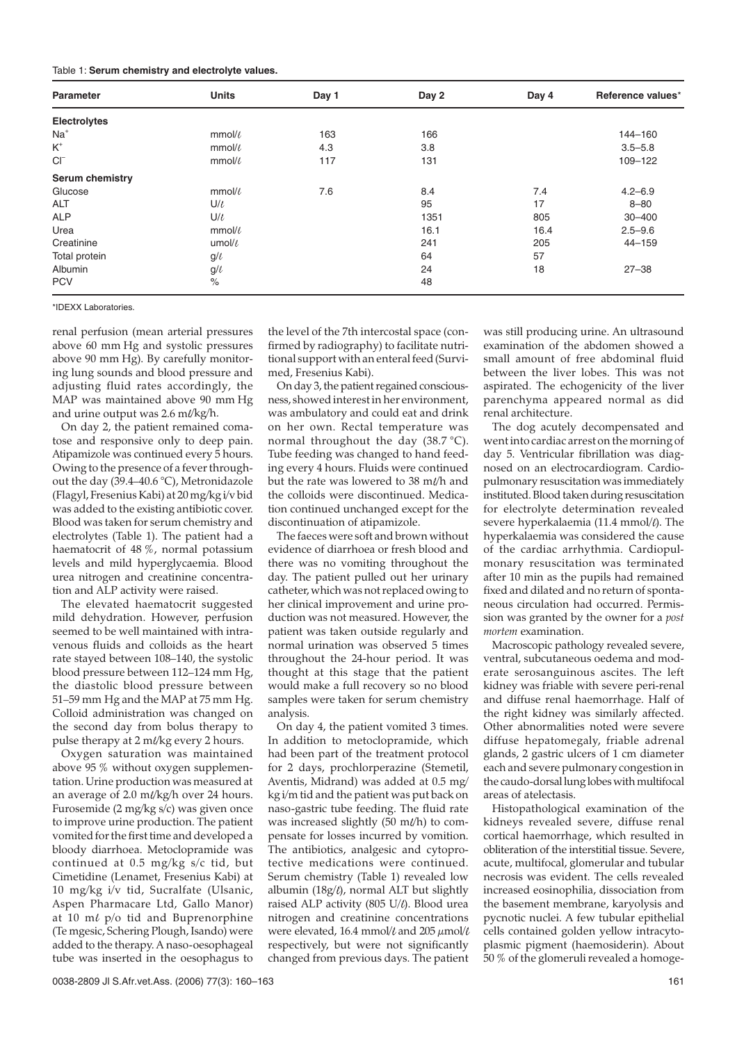Table 1: **Serum chemistry and electrolyte values.**

| Parameter | Units | Day 1 | Day 2 | Day 4 | Reference values* |
|---|---|---|---|---|---|
| **Electrolytes** | | | | | |
| $Na^+$ | mmol/ℓ | 163 | 166 | | 144–160 |
| $K^+$ | mmol/ℓ | 4.3 | 3.8 | | 3.5–5.8 |
| $Cl^-$ | mmol/ℓ | 117 | 131 | | 109–122 |
| **Serum chemistry** | | | | | |
| Glucose | mmol/ℓ | 7.6 | 8.4 | 7.4 | 4.2–6.9 |
| ALT | U/ℓ | | 95 | 17 | 8–80 |
| ALP | U/ℓ | | 1351 | 805 | 30–400 |
| Urea | mmol/ℓ | | 16.1 | 16.4 | 2.5–9.6 |
| Creatinine | umol/ℓ | | 241 | 205 | 44–159 |
| Total protein | g/ℓ | | 64 | 57 | |
| Albumin | g/ℓ | | 24 | 18 | 27–38 |
| PCV | % | | 48 | | |

*IDEXX Laboratories.

renal perfusion (mean arterial pressures above 60 mm Hg and systolic pressures above 90 mm Hg). By carefully monitoring lung sounds and blood pressure and adjusting fluid rates accordingly, the MAP was maintained above 90 mm Hg and urine output was 2.6 mℓ/kg/h.

On day 2, the patient remained comatose and responsive only to deep pain. Atipamizole was continued every 5 hours. Owing to the presence of a fever throughout the day (39.4–40.6 °C), Metronidazole (Flagyl, Fresenius Kabi) at 20 mg/kg i/v bid was added to the existing antibiotic cover. Blood was taken for serum chemistry and electrolytes (Table 1). The patient had a haematocrit of 48 %, normal potassium levels and mild hyperglycaemia. Blood urea nitrogen and creatinine concentration and ALP activity were raised.

The elevated haematocrit suggested mild dehydration. However, perfusion seemed to be well maintained with intravenous fluids and colloids as the heart rate stayed between 108–140, the systolic blood pressure between 112–124 mm Hg, the diastolic blood pressure between 51–59 mm Hg and the MAP at 75 mm Hg. Colloid administration was changed on the second day from bolus therapy to pulse therapy at 2 mℓ/kg every 2 hours.

Oxygen saturation was maintained above 95 % without oxygen supplementation. Urine production was measured at an average of 2.0 mℓ/kg/h over 24 hours. Furosemide (2 mg/kg s/c) was given once to improve urine production. The patient vomited for the first time and developed a bloody diarrhoea. Metoclopramide was continued at 0.5 mg/kg s/c tid, but Cimetidine (Lenamet, Fresenius Kabi) at 10 mg/kg i/v tid, Sucralfate (Ulsanic, Aspen Pharmacare Ltd, Gallo Manor) at 10 mℓ p/o tid and Buprenorphine (Temgesic, Schering Plough, Isando) were added to the therapy. A naso-oesophageal tube was inserted in the oesophagus to the level of the 7th intercostal space (confirmed by radiography) to facilitate nutritional support with an enteral feed (Survimed, Fresenius Kabi).

On day 3, the patient regained consciousness, showed interest in her environment, was ambulatory and could eat and drink on her own. Rectal temperature was normal throughout the day (38.7 °C). Tube feeding was changed to hand feeding every 4 hours. Fluids were continued but the rate was lowered to 38 mℓ/h and the colloids were discontinued. Medication continued unchanged except for the discontinuation of atipamizole.

The faeces were soft and brown without evidence of diarrhoea or fresh blood and there was no vomiting throughout the day. The patient pulled out her urinary catheter, which was not replaced owing to her clinical improvement and urine production was not measured. However, the patient was taken outside regularly and normal urination was observed 5 times throughout the 24-hour period. It was thought at this stage that the patient would make a full recovery so no blood samples were taken for serum chemistry analysis.

On day 4, the patient vomited 3 times. In addition to metoclopramide, which had been part of the treatment protocol for 2 days, prochlorperazine (Stemetil, Aventis, Midrand) was added at 0.5 mg/kg i/m tid and the patient was put back on naso-gastric tube feeding. The fluid rate was increased slightly (50 mℓ/h) to compensate for losses incurred by vomition. The antibiotics, analgesic and cytoprotective medications were continued. Serum chemistry (Table 1) revealed low albumin (18g/ℓ), normal ALT but slightly raised ALP activity (805 U/ℓ). Blood urea nitrogen and creatinine concentrations were elevated, 16.4 mmol/ℓ and 205 μmol/ℓ respectively, but were not significantly changed from previous days. The patient was still producing urine. An ultrasound examination of the abdomen showed a small amount of free abdominal fluid between the liver lobes. This was not aspirated. The echogenicity of the liver parenchyma appeared normal as did renal architecture.

The dog acutely decompensated and went into cardiac arrest on the morning of day 5. Ventricular fibrillation was diagnosed on an electrocardiogram. Cardiopulmonary resuscitation was immediately instituted. Blood taken during resuscitation for electrolyte determination revealed severe hyperkalaemia (11.4 mmol/ℓ). The hyperkalaemia was considered the cause of the cardiac arrhythmia. Cardiopulmonary resuscitation was terminated after 10 min as the pupils had remained fixed and dilated and no return of spontaneous circulation had occurred. Permission was granted by the owner for a *post mortem* examination.

Macroscopic pathology revealed severe, ventral, subcutaneous oedema and moderate serosanguinous ascites. The left kidney was friable with severe peri-renal and diffuse renal haemorrhage. Half of the right kidney was similarly affected. Other abnormalities noted were severe diffuse hepatomegaly, friable adrenal glands, 2 gastric ulcers of 1 cm diameter each and severe pulmonary congestion in the caudo-dorsal lung lobes with multifocal areas of atelectasis.

Histopathological examination of the kidneys revealed severe, diffuse renal cortical haemorrhage, which resulted in obliteration of the interstitial tissue. Severe, acute, multifocal, glomerular and tubular necrosis was evident. The cells revealed increased eosinophilia, dissociation from the basement membrane, karyolysis and pycnotic nuclei. A few tubular epithelial cells contained golden yellow intracytoplasmic pigment (haemosiderin). About 50 % of the glomeruli revealed a homoge-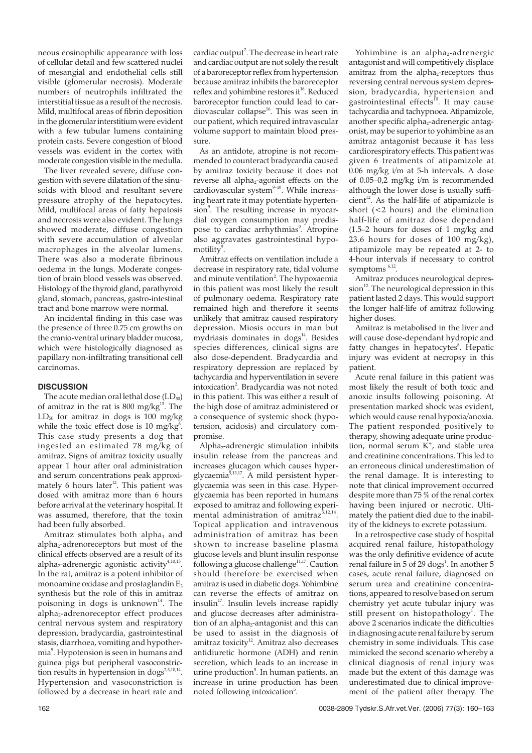neous eosinophilic appearance with loss of cellular detail and few scattered nuclei of mesangial and endothelial cells still visible (glomerular necrosis). Moderate numbers of neutrophils infiltrated the interstitial tissue as a result of the necrosis. Mild, multifocal areas of fibrin deposition in the glomerular interstitium were evident with a few tubular lumens containing protein casts. Severe congestion of blood vessels was evident in the cortex with moderate congestion visible in the medulla.

The liver revealed severe, diffuse congestion with severe dilatation of the sinusoids with blood and resultant severe pressure atrophy of the hepatocytes. Mild, multifocal areas of fatty hepatosis and necrosis were also evident. The lungs showed moderate, diffuse congestion with severe accumulation of alveolar macrophages in the alveolar lumens. There was also a moderate fibrinous oedema in the lungs. Moderate congestion of brain blood vessels was observed. Histology of the thyroid gland, parathyroid gland, stomach, pancreas, gastro-intestinal tract and bone marrow were normal.

An incidental finding in this case was the presence of three 0.75 cm growths on the cranio-ventral urinary bladder mucosa, which were histologically diagnosed as papillary non-infiltrating transitional cell carcinomas.

## DISCUSSION

The acute median oral lethal dose ($LD_{50}$) of amitraz in the rat is 800 mg/kg[13]. The $LD_{50}$ for amitraz in dogs is 100 mg/kg while the toxic effect dose is 10 mg/kg[6]. This case study presents a dog that ingested an estimated 78 mg/kg of amitraz. Signs of amitraz toxicity usually appear 1 hour after oral administration and serum concentrations peak approximately 6 hours later[12]. This patient was dosed with amitraz more than 6 hours before arrival at the veterinary hospital. It was assumed, therefore, that the toxin had been fully absorbed.

Amitraz stimulates both $alpha_1$ and $alpha_2$-adrenoreceptors but most of the clinical effects observed are a result of its $alpha_2$-adrenergic agonistic activity[4,10,13]. In the rat, amitraz is a potent inhibitor of monoamine oxidase and prostaglandin $E_2$ synthesis but the role of this in amitraz poisoning in dogs is unknown[14]. The $alpha_2$-adrenoreceptor effect produces central nervous system and respiratory depression, bradycardia, gastrointestinal stasis, diarrhoea, vomiting and hypothermia[9]. Hypotension is seen in humans and guinea pigs but peripheral vasoconstriction results in hypertension in dogs[2,3,10,14]. Hypertension and vasoconstriction is followed by a decrease in heart rate and cardiac output[2]. The decrease in heart rate and cardiac output are not solely the result of a baroreceptor reflex from hypertension because amitraz inhibits the baroreceptor reflex and yohimbine restores it[16]. Reduced baroreceptor function could lead to cardiovascular collapse[16]. This was seen in our patient, which required intravascular volume support to maintain blood pressure.

As an antidote, atropine is not recommended to counteract bradycardia caused by amitraz toxicity because it does not reverse all $alpha_2$-agonist effects on the cardiovascular system[9–10]. While increasing heart rate it may potentiate hypertension[9]. The resulting increase in myocardial oxygen consumption may predispose to cardiac arrhythmias[9]. Atropine also aggravates gastrointestinal hypomotility[9].

Amitraz effects on ventilation include a decrease in respiratory rate, tidal volume and minute ventilation[2]. The hypoxaemia in this patient was most likely the result of pulmonary oedema. Respiratory rate remained high and therefore it seems unlikely that amitraz caused respiratory depression. Miosis occurs in man but mydriasis dominates in dogs[14]. Besides species differences, clinical signs are also dose-dependent. Bradycardia and respiratory depression are replaced by tachycardia and hyperventilation in severe intoxication[2]. Bradycardia was not noted in this patient. This was either a result of the high dose of amitraz administered or a consequence of systemic shock (hypotension, acidosis) and circulatory compromise.

$Alpha_2$-adrenergic stimulation inhibits insulin release from the pancreas and increases glucagon which causes hyperglycaemia[5,13,17]. A mild persistent hyperglycaemia was seen in this case. Hyperglycaemia has been reported in humans exposed to amitraz and following experimental administration of amitraz[5,12,14]. Topical application and intravenous administration of amitraz has been shown to increase baseline plasma glucose levels and blunt insulin response following a glucose challenge[11,17]. Caution should therefore be exercised when amitraz is used in diabetic dogs. Yohimbine can reverse the effects of amitraz on insulin[17]. Insulin levels increase rapidly and glucose decreases after administration of an $alpha_2$-antagonist and this can be used to assist in the diagnosis of amitraz toxicity[12]. Amitraz also decreases antidiuretic hormone (ADH) and renin secretion, which leads to an increase in urine production[5]. In human patients, an increase in urine production has been noted following intoxication[5].

Yohimbine is an $alpha_2$-adrenergic antagonist and will competitively displace amitraz from the $alpha_2$-receptors thus reversing central nervous system depression, bradycardia, hypertension and gastrointestinal effects[10]. It may cause tachycardia and tachypnoea. Atipamizole, another specific $alpha_2$-adrenergic antagonist, may be superior to yohimbine as an amitraz antagonist because it has less cardiorespiratory effects. This patient was given 6 treatments of atipamizole at 0.06 mg/kg i/m at 5-h intervals. A dose of 0.05–0,2 mg/kg i/m is recommended although the lower dose is usually sufficient[12]. As the half-life of atipamizole is short (<2 hours) and the elimination half-life of amitraz dose dependant (1.5–2 hours for doses of 1 mg/kg and 23.6 hours for doses of 100 mg/kg), atipamizole may be repeated at 2- to 4-hour intervals if necessary to control symptoms[6,12].

Amitraz produces neurological depression[12]. The neurological depression in this patient lasted 2 days. This would support the longer half-life of amitraz following higher doses.

Amitraz is metabolised in the liver and will cause dose-dependant hydropic and fatty changes in hepatocytes[8]. Hepatic injury was evident at necropsy in this patient.

Acute renal failure in this patient was most likely the result of both toxic and anoxic insults following poisoning. At presentation marked shock was evident, which would cause renal hypoxia/anoxia. The patient responded positively to therapy, showing adequate urine production, normal serum $K^+$, and stable urea and creatinine concentrations. This led to an erroneous clinical underestimation of the renal damage. It is interesting to note that clinical improvement occurred despite more than 75 % of the renal cortex having been injured or necrotic. Ultimately the patient died due to the inability of the kidneys to excrete potassium.

In a retrospective case study of hospital acquired renal failure, histopathology was the only definitive evidence of acute renal failure in 5 of 29 dogs[1]. In another 5 cases, acute renal failure, diagnosed on serum urea and creatinine concentrations, appeared to resolve based on serum chemistry yet acute tubular injury was still present on histopathology[1]. The above 2 scenarios indicate the difficulties in diagnosing acute renal failure by serum chemistry in some individuals. This case mimicked the second scenario whereby a clinical diagnosis of renal injury was made but the extent of this damage was underestimated due to clinical improvement of the patient after therapy. The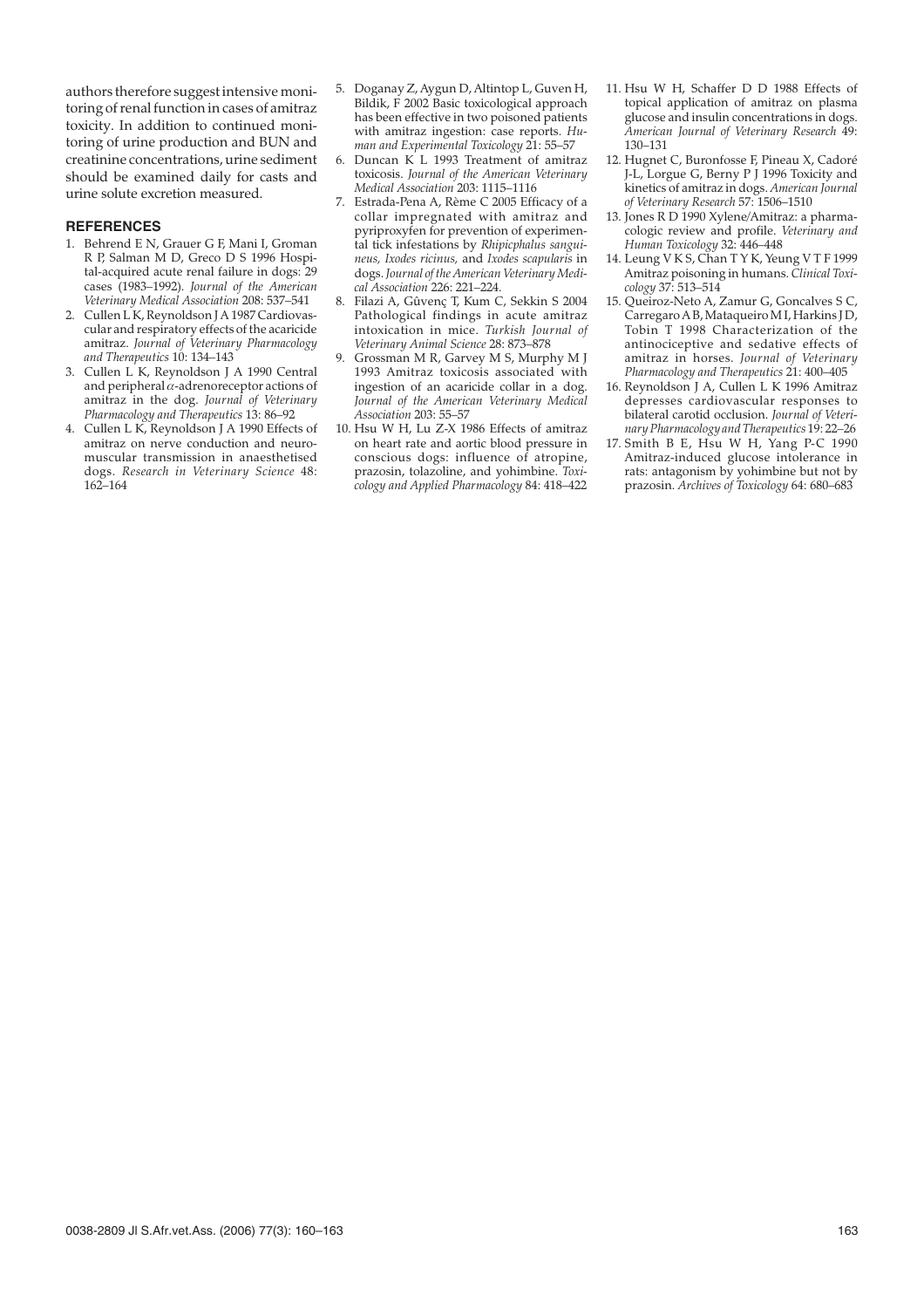authors therefore suggest intensive monitoring of renal function in cases of amitraz toxicity. In addition to continued monitoring of urine production and BUN and creatinine concentrations, urine sediment should be examined daily for casts and urine solute excretion measured.

## REFERENCES

1. Behrend E N, Grauer G F, Mani I, Groman R P, Salman M D, Greco D S 1996 Hospital-acquired acute renal failure in dogs: 29 cases (1983–1992). *Journal of the American Veterinary Medical Association* 208: 537–541
2. Cullen L K, Reynoldson J A 1987 Cardiovascular and respiratory effects of the acaricide amitraz. *Journal of Veterinary Pharmacology and Therapeutics* 10: 134–143
3. Cullen L K, Reynoldson J A 1990 Central and peripheral $\alpha$-adrenoreceptor actions of amitraz in the dog. *Journal of Veterinary Pharmacology and Therapeutics* 13: 86–92
4. Cullen L K, Reynoldson J A 1990 Effects of amitraz on nerve conduction and neuromuscular transmission in anaesthetised dogs. *Research in Veterinary Science* 48: 162–164
5. Doganay Z, Aygun D, Altintop L, Guven H, Bildik, F 2002 Basic toxicological approach has been effective in two poisoned patients with amitraz ingestion: case reports. *Human and Experimental Toxicology* 21: 55–57
6. Duncan K L 1993 Treatment of amitraz toxicosis. *Journal of the American Veterinary Medical Association* 203: 1115–1116
7. Estrada-Pena A, Rème C 2005 Efficacy of a collar impregnated with amitraz and pyriproxyfen for prevention of experimental tick infestations by *Rhipicphalus sanguineus, Ixodes ricinus,* and *Ixodes scapularis* in dogs. *Journal of the American Veterinary Medical Association* 226: 221–224.
8. Filazi A, Gûvenç T, Kum C, Sekkin S 2004 Pathological findings in acute amitraz intoxication in mice. *Turkish Journal of Veterinary Animal Science* 28: 873–878
9. Grossman M R, Garvey M S, Murphy M J 1993 Amitraz toxicosis associated with ingestion of an acaricide collar in a dog. *Journal of the American Veterinary Medical Association* 203: 55–57
10. Hsu W H, Lu Z-X 1986 Effects of amitraz on heart rate and aortic blood pressure in conscious dogs: influence of atropine, prazosin, tolazoline, and yohimbine. *Toxicology and Applied Pharmacology* 84: 418–422
11. Hsu W H, Schaffer D D 1988 Effects of topical application of amitraz on plasma glucose and insulin concentrations in dogs. *American Journal of Veterinary Research* 49: 130–131
12. Hugnet C, Buronfosse F, Pineau X, Cadoré J-L, Lorgue G, Berny P J 1996 Toxicity and kinetics of amitraz in dogs. *American Journal of Veterinary Research* 57: 1506–1510
13. Jones R D 1990 Xylene/Amitraz: a pharmacologic review and profile. *Veterinary and Human Toxicology* 32: 446–448
14. Leung V K S, Chan T Y K, Yeung V T F 1999 Amitraz poisoning in humans. *Clinical Toxicology* 37: 513–514
15. Queiroz-Neto A, Zamur G, Goncalves S C, Carregaro A B, Mataqueiro M I, Harkins J D, Tobin T 1998 Characterization of the antinociceptive and sedative effects of amitraz in horses. *Journal of Veterinary Pharmacology and Therapeutics* 21: 400–405
16. Reynoldson J A, Cullen L K 1996 Amitraz depresses cardiovascular responses to bilateral carotid occlusion. *Journal of Veterinary Pharmacology and Therapeutics* 19: 22–26
17. Smith B E, Hsu W H, Yang P-C 1990 Amitraz-induced glucose intolerance in rats: antagonism by yohimbine but not by prazosin. *Archives of Toxicology* 64: 680–683